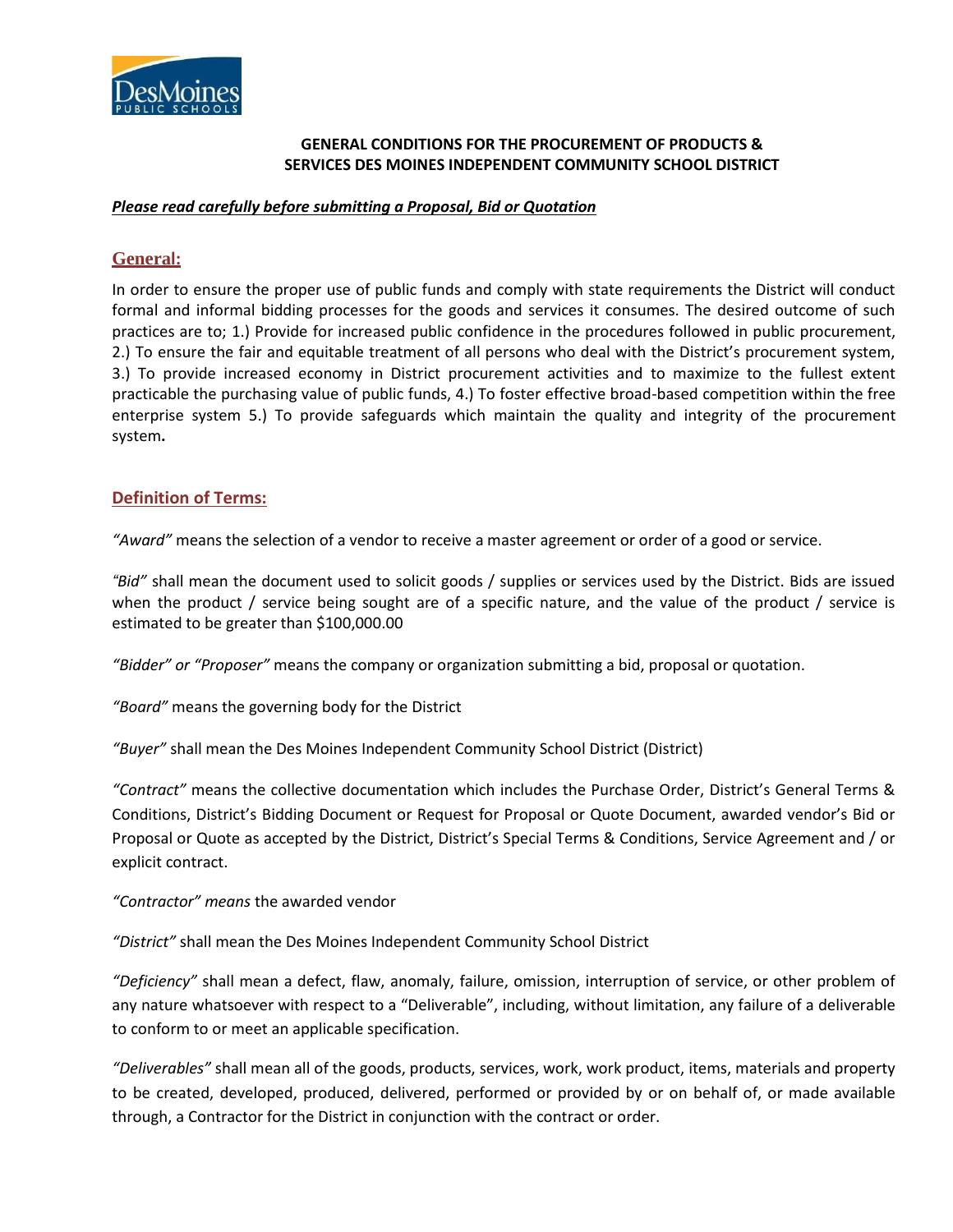**GENERAL CONDITIONS FOR THE PROCUREMENT OF PRODUCTS & SERVICES DES MOINES INDEPENDENT COMMUNITY SCHOOL DISTRICT**

***Please read carefully before submitting a Proposal, Bid or Quotation***

## General:

In order to ensure the proper use of public funds and comply with state requirements the District will conduct formal and informal bidding processes for the goods and services it consumes. The desired outcome of such practices are to; 1.) Provide for increased public confidence in the procedures followed in public procurement, 2.) To ensure the fair and equitable treatment of all persons who deal with the District's procurement system, 3.) To provide increased economy in District procurement activities and to maximize to the fullest extent practicable the purchasing value of public funds, 4.) To foster effective broad-based competition within the free enterprise system 5.) To provide safeguards which maintain the quality and integrity of the procurement system**.**

## Definition of Terms:

*"Award"* means the selection of a vendor to receive a master agreement or order of a good or service.

*"Bid"* shall mean the document used to solicit goods / supplies or services used by the District. Bids are issued when the product / service being sought are of a specific nature, and the value of the product / service is estimated to be greater than $100,000.00

*"Bidder" or "Proposer"* means the company or organization submitting a bid, proposal or quotation.

*"Board"* means the governing body for the District

*"Buyer"* shall mean the Des Moines Independent Community School District (District)

*"Contract"* means the collective documentation which includes the Purchase Order, District's General Terms & Conditions, District's Bidding Document or Request for Proposal or Quote Document, awarded vendor's Bid or Proposal or Quote as accepted by the District, District's Special Terms & Conditions, Service Agreement and / or explicit contract.

*"Contractor" means* the awarded vendor

*"District"* shall mean the Des Moines Independent Community School District

*"Deficiency"* shall mean a defect, flaw, anomaly, failure, omission, interruption of service, or other problem of any nature whatsoever with respect to a "Deliverable", including, without limitation, any failure of a deliverable to conform to or meet an applicable specification.

*"Deliverables"* shall mean all of the goods, products, services, work, work product, items, materials and property to be created, developed, produced, delivered, performed or provided by or on behalf of, or made available through, a Contractor for the District in conjunction with the contract or order.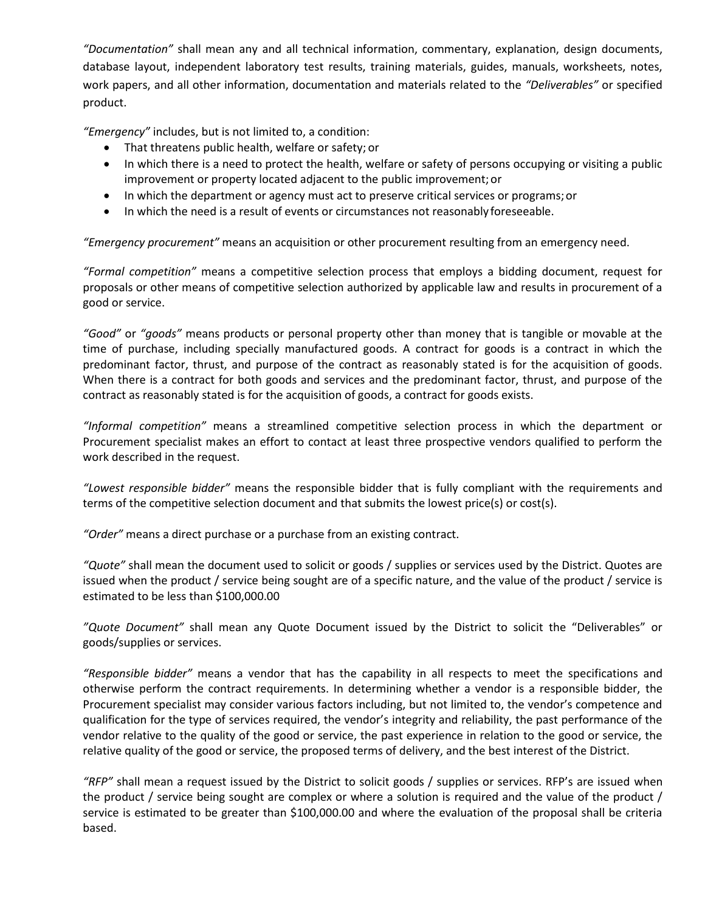*"Documentation"* shall mean any and all technical information, commentary, explanation, design documents, database layout, independent laboratory test results, training materials, guides, manuals, worksheets, notes, work papers, and all other information, documentation and materials related to the *"Deliverables"* or specified product.

*"Emergency"* includes, but is not limited to, a condition:

- That threatens public health, welfare or safety; or
- In which there is a need to protect the health, welfare or safety of persons occupying or visiting a public improvement or property located adjacent to the public improvement; or
- In which the department or agency must act to preserve critical services or programs; or
- In which the need is a result of events or circumstances not reasonably foreseeable.

*"Emergency procurement"* means an acquisition or other procurement resulting from an emergency need.

*"Formal competition"* means a competitive selection process that employs a bidding document, request for proposals or other means of competitive selection authorized by applicable law and results in procurement of a good or service.

*"Good"* or *"goods"* means products or personal property other than money that is tangible or movable at the time of purchase, including specially manufactured goods. A contract for goods is a contract in which the predominant factor, thrust, and purpose of the contract as reasonably stated is for the acquisition of goods. When there is a contract for both goods and services and the predominant factor, thrust, and purpose of the contract as reasonably stated is for the acquisition of goods, a contract for goods exists.

*"Informal competition"* means a streamlined competitive selection process in which the department or Procurement specialist makes an effort to contact at least three prospective vendors qualified to perform the work described in the request.

*"Lowest responsible bidder"* means the responsible bidder that is fully compliant with the requirements and terms of the competitive selection document and that submits the lowest price(s) or cost(s).

*"Order"* means a direct purchase or a purchase from an existing contract.

*"Quote"* shall mean the document used to solicit or goods / supplies or services used by the District. Quotes are issued when the product / service being sought are of a specific nature, and the value of the product / service is estimated to be less than $100,000.00

*"Quote Document"* shall mean any Quote Document issued by the District to solicit the "Deliverables" or goods/supplies or services.

*"Responsible bidder"* means a vendor that has the capability in all respects to meet the specifications and otherwise perform the contract requirements. In determining whether a vendor is a responsible bidder, the Procurement specialist may consider various factors including, but not limited to, the vendor's competence and qualification for the type of services required, the vendor's integrity and reliability, the past performance of the vendor relative to the quality of the good or service, the past experience in relation to the good or service, the relative quality of the good or service, the proposed terms of delivery, and the best interest of the District.

*"RFP"* shall mean a request issued by the District to solicit goods / supplies or services. RFP's are issued when the product / service being sought are complex or where a solution is required and the value of the product / service is estimated to be greater than $100,000.00 and where the evaluation of the proposal shall be criteria based.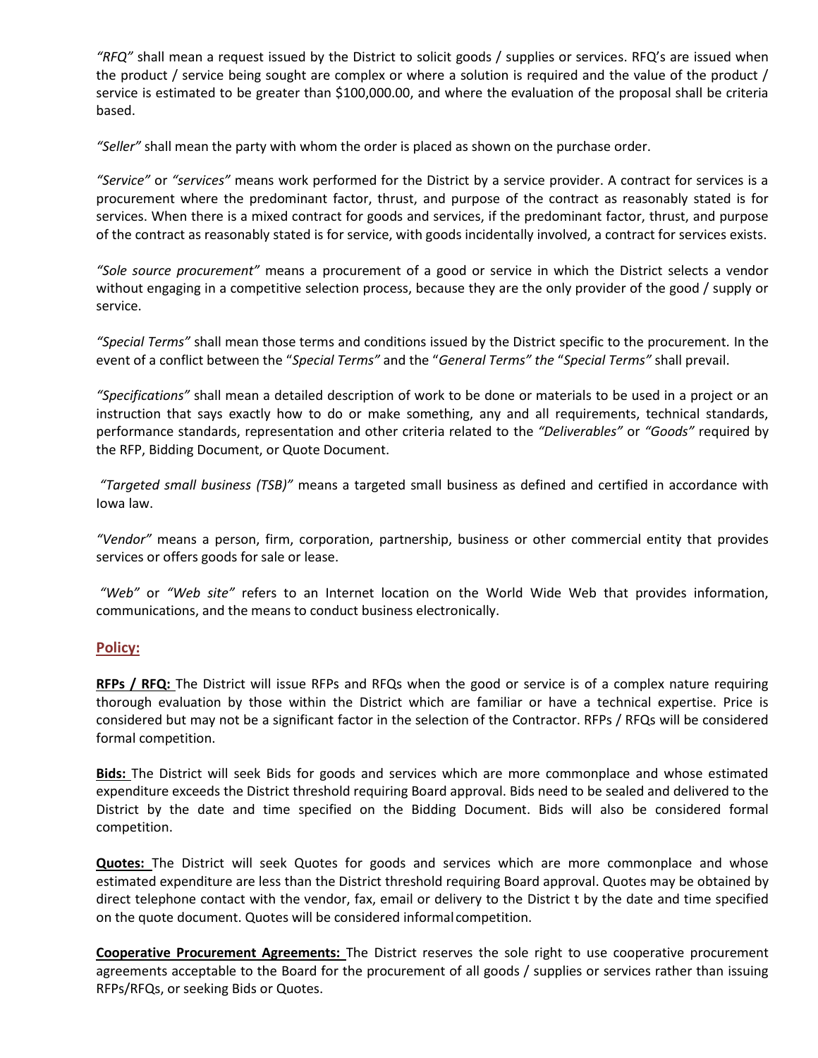*"RFQ"* shall mean a request issued by the District to solicit goods / supplies or services. RFQ's are issued when the product / service being sought are complex or where a solution is required and the value of the product / service is estimated to be greater than $100,000.00, and where the evaluation of the proposal shall be criteria based.

*"Seller"* shall mean the party with whom the order is placed as shown on the purchase order.

*"Service"* or *"services"* means work performed for the District by a service provider. A contract for services is a procurement where the predominant factor, thrust, and purpose of the contract as reasonably stated is for services. When there is a mixed contract for goods and services, if the predominant factor, thrust, and purpose of the contract as reasonably stated is for service, with goods incidentally involved, a contract for services exists.

*"Sole source procurement"* means a procurement of a good or service in which the District selects a vendor without engaging in a competitive selection process, because they are the only provider of the good / supply or service.

*"Special Terms"* shall mean those terms and conditions issued by the District specific to the procurement. In the event of a conflict between the "*Special Terms"* and the "*General Terms" the* "*Special Terms"* shall prevail.

*"Specifications"* shall mean a detailed description of work to be done or materials to be used in a project or an instruction that says exactly how to do or make something, any and all requirements, technical standards, performance standards, representation and other criteria related to the *"Deliverables"* or *"Goods"* required by the RFP, Bidding Document, or Quote Document.

*"Targeted small business (TSB)"* means a targeted small business as defined and certified in accordance with Iowa law.

*"Vendor"* means a person, firm, corporation, partnership, business or other commercial entity that provides services or offers goods for sale or lease.

*"Web"* or *"Web site"* refers to an Internet location on the World Wide Web that provides information, communications, and the means to conduct business electronically.

## Policy:

**RFPs / RFQ:** The District will issue RFPs and RFQs when the good or service is of a complex nature requiring thorough evaluation by those within the District which are familiar or have a technical expertise. Price is considered but may not be a significant factor in the selection of the Contractor. RFPs / RFQs will be considered formal competition.

**Bids:** The District will seek Bids for goods and services which are more commonplace and whose estimated expenditure exceeds the District threshold requiring Board approval. Bids need to be sealed and delivered to the District by the date and time specified on the Bidding Document. Bids will also be considered formal competition.

**Quotes:** The District will seek Quotes for goods and services which are more commonplace and whose estimated expenditure are less than the District threshold requiring Board approval. Quotes may be obtained by direct telephone contact with the vendor, fax, email or delivery to the District t by the date and time specified on the quote document. Quotes will be considered informal competition.

**Cooperative Procurement Agreements:** The District reserves the sole right to use cooperative procurement agreements acceptable to the Board for the procurement of all goods / supplies or services rather than issuing RFPs/RFQs, or seeking Bids or Quotes.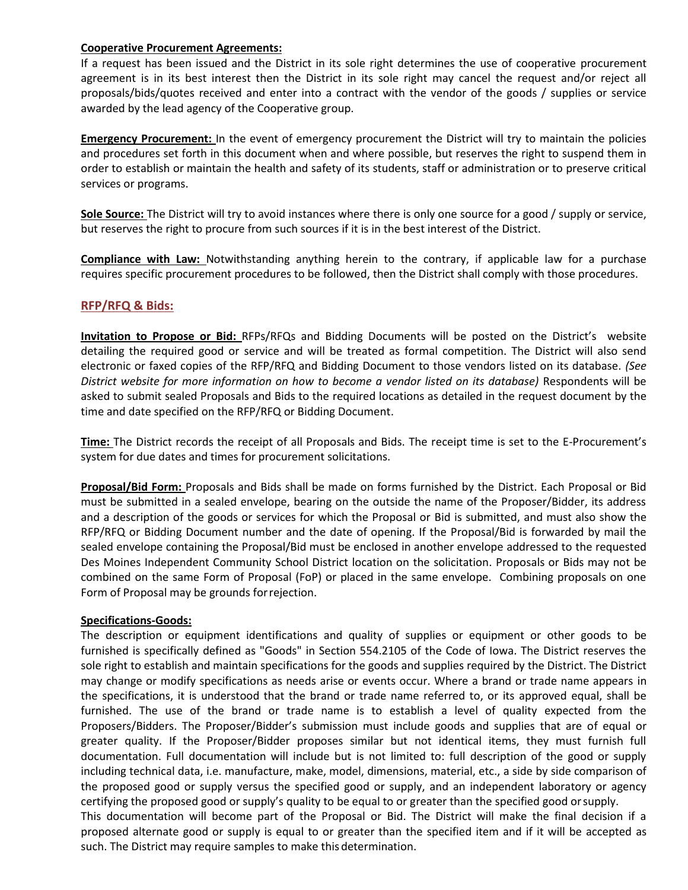**Cooperative Procurement Agreements:**
If a request has been issued and the District in its sole right determines the use of cooperative procurement agreement is in its best interest then the District in its sole right may cancel the request and/or reject all proposals/bids/quotes received and enter into a contract with the vendor of the goods / supplies or service awarded by the lead agency of the Cooperative group.

**Emergency Procurement:** In the event of emergency procurement the District will try to maintain the policies and procedures set forth in this document when and where possible, but reserves the right to suspend them in order to establish or maintain the health and safety of its students, staff or administration or to preserve critical services or programs.

**Sole Source:** The District will try to avoid instances where there is only one source for a good / supply or service, but reserves the right to procure from such sources if it is in the best interest of the District.

**Compliance with Law:** Notwithstanding anything herein to the contrary, if applicable law for a purchase requires specific procurement procedures to be followed, then the District shall comply with those procedures.

## RFP/RFQ & Bids:

**Invitation to Propose or Bid:** RFPs/RFQs and Bidding Documents will be posted on the District's website detailing the required good or service and will be treated as formal competition. The District will also send electronic or faxed copies of the RFP/RFQ and Bidding Document to those vendors listed on its database. *(See District website for more information on how to become a vendor listed on its database)* Respondents will be asked to submit sealed Proposals and Bids to the required locations as detailed in the request document by the time and date specified on the RFP/RFQ or Bidding Document.

**Time:** The District records the receipt of all Proposals and Bids. The receipt time is set to the E-Procurement's system for due dates and times for procurement solicitations.

**Proposal/Bid Form:** Proposals and Bids shall be made on forms furnished by the District. Each Proposal or Bid must be submitted in a sealed envelope, bearing on the outside the name of the Proposer/Bidder, its address and a description of the goods or services for which the Proposal or Bid is submitted, and must also show the RFP/RFQ or Bidding Document number and the date of opening. If the Proposal/Bid is forwarded by mail the sealed envelope containing the Proposal/Bid must be enclosed in another envelope addressed to the requested Des Moines Independent Community School District location on the solicitation. Proposals or Bids may not be combined on the same Form of Proposal (FoP) or placed in the same envelope. Combining proposals on one Form of Proposal may be grounds for rejection.

**Specifications-Goods:**
The description or equipment identifications and quality of supplies or equipment or other goods to be furnished is specifically defined as "Goods" in Section 554.2105 of the Code of Iowa. The District reserves the sole right to establish and maintain specifications for the goods and supplies required by the District. The District may change or modify specifications as needs arise or events occur. Where a brand or trade name appears in the specifications, it is understood that the brand or trade name referred to, or its approved equal, shall be furnished. The use of the brand or trade name is to establish a level of quality expected from the Proposers/Bidders. The Proposer/Bidder's submission must include goods and supplies that are of equal or greater quality. If the Proposer/Bidder proposes similar but not identical items, they must furnish full documentation. Full documentation will include but is not limited to: full description of the good or supply including technical data, i.e. manufacture, make, model, dimensions, material, etc., a side by side comparison of the proposed good or supply versus the specified good or supply, and an independent laboratory or agency certifying the proposed good or supply's quality to be equal to or greater than the specified good or supply.
This documentation will become part of the Proposal or Bid. The District will make the final decision if a proposed alternate good or supply is equal to or greater than the specified item and if it will be accepted as such. The District may require samples to make this determination.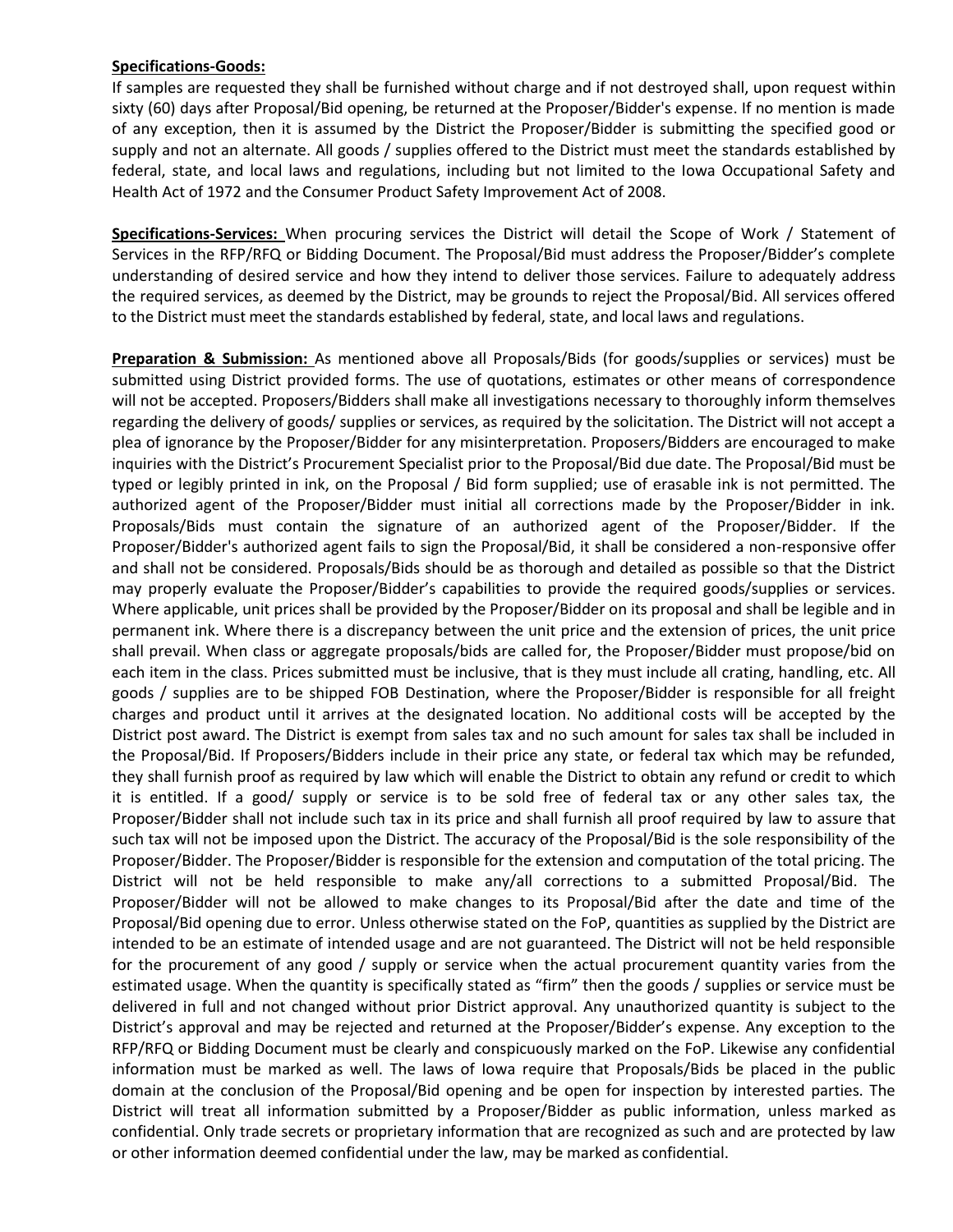**Specifications-Goods:**

If samples are requested they shall be furnished without charge and if not destroyed shall, upon request within sixty (60) days after Proposal/Bid opening, be returned at the Proposer/Bidder's expense. If no mention is made of any exception, then it is assumed by the District the Proposer/Bidder is submitting the specified good or supply and not an alternate. All goods / supplies offered to the District must meet the standards established by federal, state, and local laws and regulations, including but not limited to the Iowa Occupational Safety and Health Act of 1972 and the Consumer Product Safety Improvement Act of 2008.

**Specifications-Services:** When procuring services the District will detail the Scope of Work / Statement of Services in the RFP/RFQ or Bidding Document. The Proposal/Bid must address the Proposer/Bidder's complete understanding of desired service and how they intend to deliver those services. Failure to adequately address the required services, as deemed by the District, may be grounds to reject the Proposal/Bid. All services offered to the District must meet the standards established by federal, state, and local laws and regulations.

**Preparation & Submission:** As mentioned above all Proposals/Bids (for goods/supplies or services) must be submitted using District provided forms. The use of quotations, estimates or other means of correspondence will not be accepted. Proposers/Bidders shall make all investigations necessary to thoroughly inform themselves regarding the delivery of goods/ supplies or services, as required by the solicitation. The District will not accept a plea of ignorance by the Proposer/Bidder for any misinterpretation. Proposers/Bidders are encouraged to make inquiries with the District's Procurement Specialist prior to the Proposal/Bid due date. The Proposal/Bid must be typed or legibly printed in ink, on the Proposal / Bid form supplied; use of erasable ink is not permitted. The authorized agent of the Proposer/Bidder must initial all corrections made by the Proposer/Bidder in ink. Proposals/Bids must contain the signature of an authorized agent of the Proposer/Bidder. If the Proposer/Bidder's authorized agent fails to sign the Proposal/Bid, it shall be considered a non-responsive offer and shall not be considered. Proposals/Bids should be as thorough and detailed as possible so that the District may properly evaluate the Proposer/Bidder's capabilities to provide the required goods/supplies or services. Where applicable, unit prices shall be provided by the Proposer/Bidder on its proposal and shall be legible and in permanent ink. Where there is a discrepancy between the unit price and the extension of prices, the unit price shall prevail. When class or aggregate proposals/bids are called for, the Proposer/Bidder must propose/bid on each item in the class. Prices submitted must be inclusive, that is they must include all crating, handling, etc. All goods / supplies are to be shipped FOB Destination, where the Proposer/Bidder is responsible for all freight charges and product until it arrives at the designated location. No additional costs will be accepted by the District post award. The District is exempt from sales tax and no such amount for sales tax shall be included in the Proposal/Bid. If Proposers/Bidders include in their price any state, or federal tax which may be refunded, they shall furnish proof as required by law which will enable the District to obtain any refund or credit to which it is entitled. If a good/ supply or service is to be sold free of federal tax or any other sales tax, the Proposer/Bidder shall not include such tax in its price and shall furnish all proof required by law to assure that such tax will not be imposed upon the District. The accuracy of the Proposal/Bid is the sole responsibility of the Proposer/Bidder. The Proposer/Bidder is responsible for the extension and computation of the total pricing. The District will not be held responsible to make any/all corrections to a submitted Proposal/Bid. The Proposer/Bidder will not be allowed to make changes to its Proposal/Bid after the date and time of the Proposal/Bid opening due to error. Unless otherwise stated on the FoP, quantities as supplied by the District are intended to be an estimate of intended usage and are not guaranteed. The District will not be held responsible for the procurement of any good / supply or service when the actual procurement quantity varies from the estimated usage. When the quantity is specifically stated as "firm" then the goods / supplies or service must be delivered in full and not changed without prior District approval. Any unauthorized quantity is subject to the District's approval and may be rejected and returned at the Proposer/Bidder's expense. Any exception to the RFP/RFQ or Bidding Document must be clearly and conspicuously marked on the FoP. Likewise any confidential information must be marked as well. The laws of Iowa require that Proposals/Bids be placed in the public domain at the conclusion of the Proposal/Bid opening and be open for inspection by interested parties. The District will treat all information submitted by a Proposer/Bidder as public information, unless marked as confidential. Only trade secrets or proprietary information that are recognized as such and are protected by law or other information deemed confidential under the law, may be marked as confidential.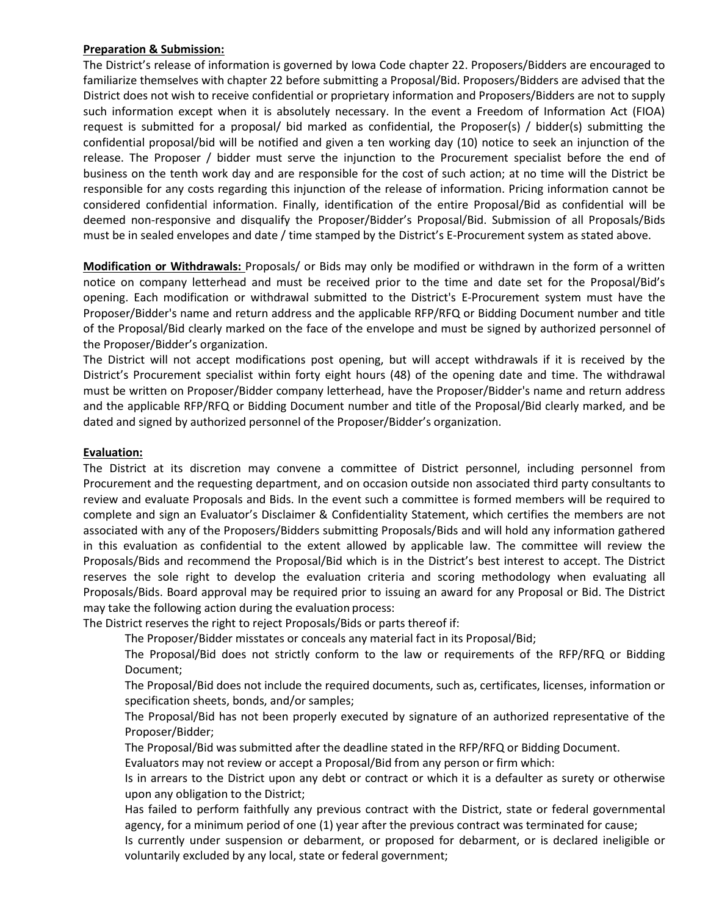**Preparation & Submission:**

The District's release of information is governed by Iowa Code chapter 22. Proposers/Bidders are encouraged to familiarize themselves with chapter 22 before submitting a Proposal/Bid. Proposers/Bidders are advised that the District does not wish to receive confidential or proprietary information and Proposers/Bidders are not to supply such information except when it is absolutely necessary. In the event a Freedom of Information Act (FIOA) request is submitted for a proposal/ bid marked as confidential, the Proposer(s) / bidder(s) submitting the confidential proposal/bid will be notified and given a ten working day (10) notice to seek an injunction of the release. The Proposer / bidder must serve the injunction to the Procurement specialist before the end of business on the tenth work day and are responsible for the cost of such action; at no time will the District be responsible for any costs regarding this injunction of the release of information. Pricing information cannot be considered confidential information. Finally, identification of the entire Proposal/Bid as confidential will be deemed non-responsive and disqualify the Proposer/Bidder's Proposal/Bid. Submission of all Proposals/Bids must be in sealed envelopes and date / time stamped by the District's E-Procurement system as stated above.

**Modification or Withdrawals:** Proposals/ or Bids may only be modified or withdrawn in the form of a written notice on company letterhead and must be received prior to the time and date set for the Proposal/Bid's opening. Each modification or withdrawal submitted to the District's E-Procurement system must have the Proposer/Bidder's name and return address and the applicable RFP/RFQ or Bidding Document number and title of the Proposal/Bid clearly marked on the face of the envelope and must be signed by authorized personnel of the Proposer/Bidder's organization.

The District will not accept modifications post opening, but will accept withdrawals if it is received by the District's Procurement specialist within forty eight hours (48) of the opening date and time. The withdrawal must be written on Proposer/Bidder company letterhead, have the Proposer/Bidder's name and return address and the applicable RFP/RFQ or Bidding Document number and title of the Proposal/Bid clearly marked, and be dated and signed by authorized personnel of the Proposer/Bidder's organization.

**Evaluation:**

The District at its discretion may convene a committee of District personnel, including personnel from Procurement and the requesting department, and on occasion outside non associated third party consultants to review and evaluate Proposals and Bids. In the event such a committee is formed members will be required to complete and sign an Evaluator's Disclaimer & Confidentiality Statement, which certifies the members are not associated with any of the Proposers/Bidders submitting Proposals/Bids and will hold any information gathered in this evaluation as confidential to the extent allowed by applicable law. The committee will review the Proposals/Bids and recommend the Proposal/Bid which is in the District's best interest to accept. The District reserves the sole right to develop the evaluation criteria and scoring methodology when evaluating all Proposals/Bids. Board approval may be required prior to issuing an award for any Proposal or Bid. The District may take the following action during the evaluation process:

The District reserves the right to reject Proposals/Bids or parts thereof if:

- The Proposer/Bidder misstates or conceals any material fact in its Proposal/Bid;
- The Proposal/Bid does not strictly conform to the law or requirements of the RFP/RFQ or Bidding Document;
- The Proposal/Bid does not include the required documents, such as, certificates, licenses, information or specification sheets, bonds, and/or samples;
- The Proposal/Bid has not been properly executed by signature of an authorized representative of the Proposer/Bidder;
- The Proposal/Bid was submitted after the deadline stated in the RFP/RFQ or Bidding Document.

Evaluators may not review or accept a Proposal/Bid from any person or firm which:

- Is in arrears to the District upon any debt or contract or which it is a defaulter as surety or otherwise upon any obligation to the District;
- Has failed to perform faithfully any previous contract with the District, state or federal governmental agency, for a minimum period of one (1) year after the previous contract was terminated for cause;
- Is currently under suspension or debarment, or proposed for debarment, or is declared ineligible or voluntarily excluded by any local, state or federal government;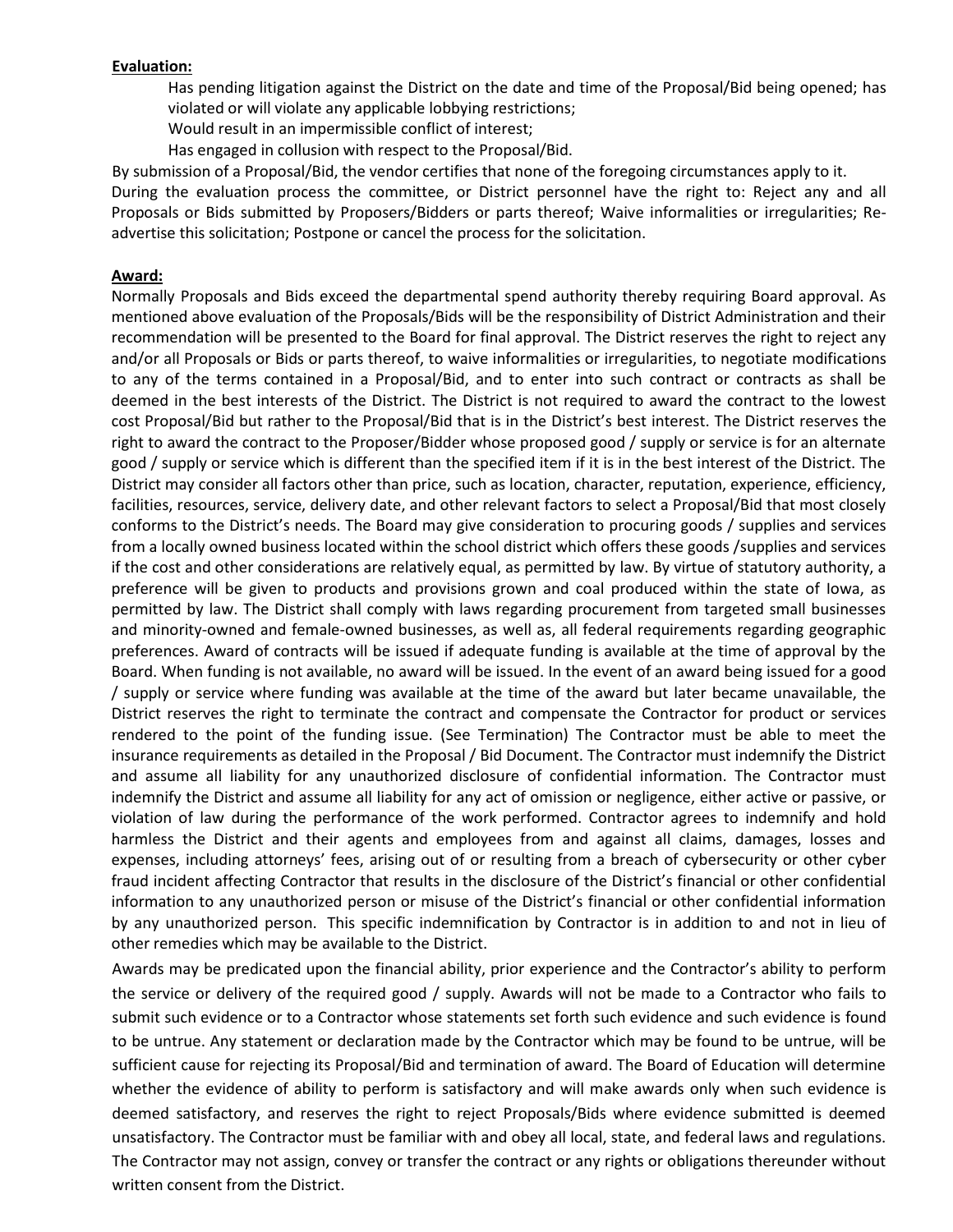**Evaluation:**

Has pending litigation against the District on the date and time of the Proposal/Bid being opened; has violated or will violate any applicable lobbying restrictions;

Would result in an impermissible conflict of interest;

Has engaged in collusion with respect to the Proposal/Bid.

By submission of a Proposal/Bid, the vendor certifies that none of the foregoing circumstances apply to it.

During the evaluation process the committee, or District personnel have the right to: Reject any and all Proposals or Bids submitted by Proposers/Bidders or parts thereof; Waive informalities or irregularities; Re-advertise this solicitation; Postpone or cancel the process for the solicitation.

**Award:**

Normally Proposals and Bids exceed the departmental spend authority thereby requiring Board approval. As mentioned above evaluation of the Proposals/Bids will be the responsibility of District Administration and their recommendation will be presented to the Board for final approval. The District reserves the right to reject any and/or all Proposals or Bids or parts thereof, to waive informalities or irregularities, to negotiate modifications to any of the terms contained in a Proposal/Bid, and to enter into such contract or contracts as shall be deemed in the best interests of the District. The District is not required to award the contract to the lowest cost Proposal/Bid but rather to the Proposal/Bid that is in the District's best interest. The District reserves the right to award the contract to the Proposer/Bidder whose proposed good / supply or service is for an alternate good / supply or service which is different than the specified item if it is in the best interest of the District. The District may consider all factors other than price, such as location, character, reputation, experience, efficiency, facilities, resources, service, delivery date, and other relevant factors to select a Proposal/Bid that most closely conforms to the District's needs. The Board may give consideration to procuring goods / supplies and services from a locally owned business located within the school district which offers these goods /supplies and services if the cost and other considerations are relatively equal, as permitted by law. By virtue of statutory authority, a preference will be given to products and provisions grown and coal produced within the state of Iowa, as permitted by law. The District shall comply with laws regarding procurement from targeted small businesses and minority-owned and female-owned businesses, as well as, all federal requirements regarding geographic preferences. Award of contracts will be issued if adequate funding is available at the time of approval by the Board. When funding is not available, no award will be issued. In the event of an award being issued for a good / supply or service where funding was available at the time of the award but later became unavailable, the District reserves the right to terminate the contract and compensate the Contractor for product or services rendered to the point of the funding issue. (See Termination) The Contractor must be able to meet the insurance requirements as detailed in the Proposal / Bid Document. The Contractor must indemnify the District and assume all liability for any unauthorized disclosure of confidential information. The Contractor must indemnify the District and assume all liability for any act of omission or negligence, either active or passive, or violation of law during the performance of the work performed. Contractor agrees to indemnify and hold harmless the District and their agents and employees from and against all claims, damages, losses and expenses, including attorneys' fees, arising out of or resulting from a breach of cybersecurity or other cyber fraud incident affecting Contractor that results in the disclosure of the District's financial or other confidential information to any unauthorized person or misuse of the District's financial or other confidential information by any unauthorized person. This specific indemnification by Contractor is in addition to and not in lieu of other remedies which may be available to the District.

Awards may be predicated upon the financial ability, prior experience and the Contractor's ability to perform the service or delivery of the required good / supply. Awards will not be made to a Contractor who fails to submit such evidence or to a Contractor whose statements set forth such evidence and such evidence is found to be untrue. Any statement or declaration made by the Contractor which may be found to be untrue, will be sufficient cause for rejecting its Proposal/Bid and termination of award. The Board of Education will determine whether the evidence of ability to perform is satisfactory and will make awards only when such evidence is deemed satisfactory, and reserves the right to reject Proposals/Bids where evidence submitted is deemed unsatisfactory. The Contractor must be familiar with and obey all local, state, and federal laws and regulations. The Contractor may not assign, convey or transfer the contract or any rights or obligations thereunder without written consent from the District.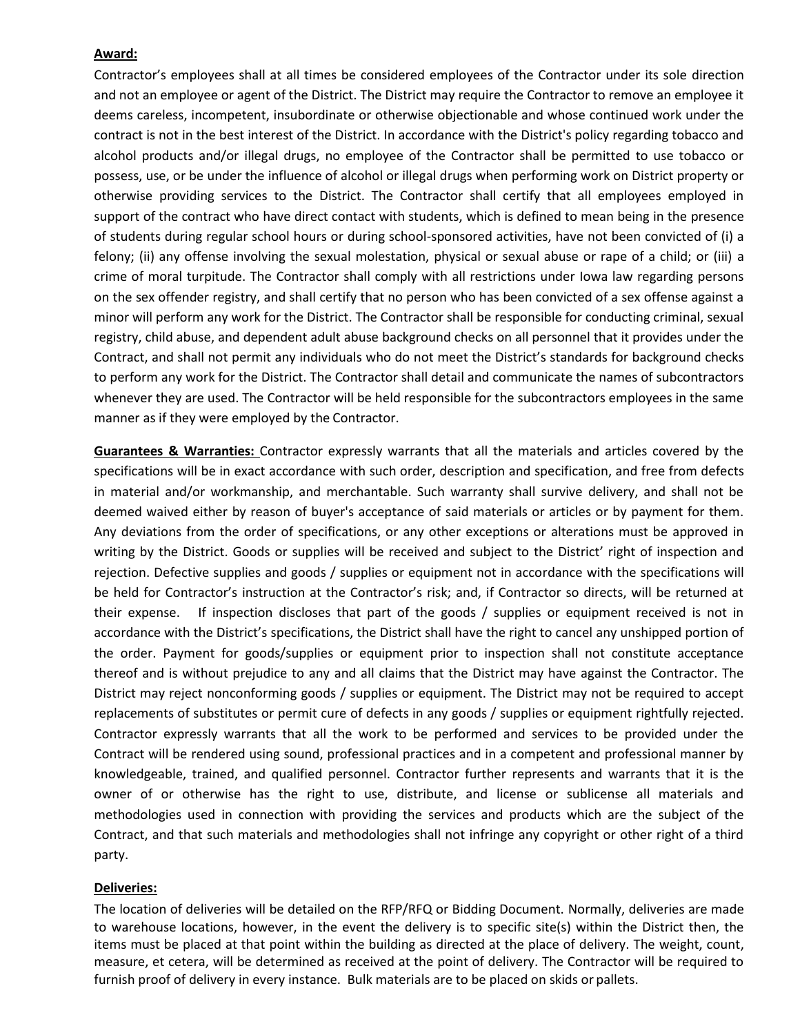**Award:**

Contractor's employees shall at all times be considered employees of the Contractor under its sole direction and not an employee or agent of the District. The District may require the Contractor to remove an employee it deems careless, incompetent, insubordinate or otherwise objectionable and whose continued work under the contract is not in the best interest of the District. In accordance with the District's policy regarding tobacco and alcohol products and/or illegal drugs, no employee of the Contractor shall be permitted to use tobacco or possess, use, or be under the influence of alcohol or illegal drugs when performing work on District property or otherwise providing services to the District. The Contractor shall certify that all employees employed in support of the contract who have direct contact with students, which is defined to mean being in the presence of students during regular school hours or during school-sponsored activities, have not been convicted of (i) a felony; (ii) any offense involving the sexual molestation, physical or sexual abuse or rape of a child; or (iii) a crime of moral turpitude. The Contractor shall comply with all restrictions under Iowa law regarding persons on the sex offender registry, and shall certify that no person who has been convicted of a sex offense against a minor will perform any work for the District. The Contractor shall be responsible for conducting criminal, sexual registry, child abuse, and dependent adult abuse background checks on all personnel that it provides under the Contract, and shall not permit any individuals who do not meet the District's standards for background checks to perform any work for the District. The Contractor shall detail and communicate the names of subcontractors whenever they are used. The Contractor will be held responsible for the subcontractors employees in the same manner as if they were employed by the Contractor.

**Guarantees & Warranties:** Contractor expressly warrants that all the materials and articles covered by the specifications will be in exact accordance with such order, description and specification, and free from defects in material and/or workmanship, and merchantable. Such warranty shall survive delivery, and shall not be deemed waived either by reason of buyer's acceptance of said materials or articles or by payment for them. Any deviations from the order of specifications, or any other exceptions or alterations must be approved in writing by the District. Goods or supplies will be received and subject to the District' right of inspection and rejection. Defective supplies and goods / supplies or equipment not in accordance with the specifications will be held for Contractor's instruction at the Contractor's risk; and, if Contractor so directs, will be returned at their expense. If inspection discloses that part of the goods / supplies or equipment received is not in accordance with the District's specifications, the District shall have the right to cancel any unshipped portion of the order. Payment for goods/supplies or equipment prior to inspection shall not constitute acceptance thereof and is without prejudice to any and all claims that the District may have against the Contractor. The District may reject nonconforming goods / supplies or equipment. The District may not be required to accept replacements of substitutes or permit cure of defects in any goods / supplies or equipment rightfully rejected. Contractor expressly warrants that all the work to be performed and services to be provided under the Contract will be rendered using sound, professional practices and in a competent and professional manner by knowledgeable, trained, and qualified personnel. Contractor further represents and warrants that it is the owner of or otherwise has the right to use, distribute, and license or sublicense all materials and methodologies used in connection with providing the services and products which are the subject of the Contract, and that such materials and methodologies shall not infringe any copyright or other right of a third party.

**Deliveries:**

The location of deliveries will be detailed on the RFP/RFQ or Bidding Document. Normally, deliveries are made to warehouse locations, however, in the event the delivery is to specific site(s) within the District then, the items must be placed at that point within the building as directed at the place of delivery. The weight, count, measure, et cetera, will be determined as received at the point of delivery. The Contractor will be required to furnish proof of delivery in every instance. Bulk materials are to be placed on skids or pallets.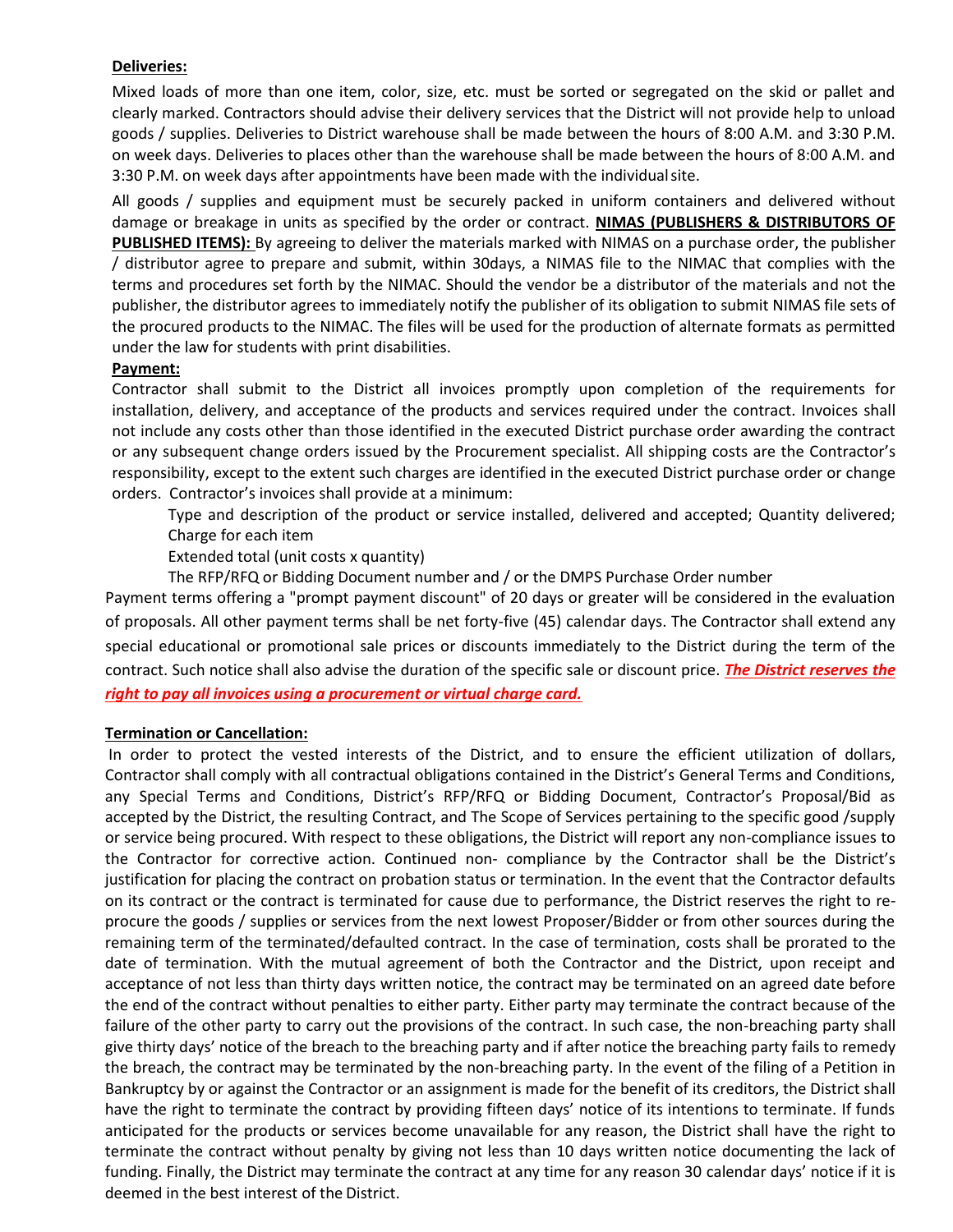**Deliveries:**

Mixed loads of more than one item, color, size, etc. must be sorted or segregated on the skid or pallet and clearly marked. Contractors should advise their delivery services that the District will not provide help to unload goods / supplies. Deliveries to District warehouse shall be made between the hours of 8:00 A.M. and 3:30 P.M. on week days. Deliveries to places other than the warehouse shall be made between the hours of 8:00 A.M. and 3:30 P.M. on week days after appointments have been made with the individual site.

All goods / supplies and equipment must be securely packed in uniform containers and delivered without damage or breakage in units as specified by the order or contract. **NIMAS (PUBLISHERS & DISTRIBUTORS OF PUBLISHED ITEMS):** By agreeing to deliver the materials marked with NIMAS on a purchase order, the publisher / distributor agree to prepare and submit, within 30days, a NIMAS file to the NIMAC that complies with the terms and procedures set forth by the NIMAC. Should the vendor be a distributor of the materials and not the publisher, the distributor agrees to immediately notify the publisher of its obligation to submit NIMAS file sets of the procured products to the NIMAC. The files will be used for the production of alternate formats as permitted under the law for students with print disabilities.

**Payment:**

Contractor shall submit to the District all invoices promptly upon completion of the requirements for installation, delivery, and acceptance of the products and services required under the contract. Invoices shall not include any costs other than those identified in the executed District purchase order awarding the contract or any subsequent change orders issued by the Procurement specialist. All shipping costs are the Contractor's responsibility, except to the extent such charges are identified in the executed District purchase order or change orders. Contractor's invoices shall provide at a minimum:

Type and description of the product or service installed, delivered and accepted; Quantity delivered; Charge for each item

Extended total (unit costs x quantity)

The RFP/RFQ or Bidding Document number and / or the DMPS Purchase Order number

Payment terms offering a "prompt payment discount" of 20 days or greater will be considered in the evaluation of proposals. All other payment terms shall be net forty-five (45) calendar days. The Contractor shall extend any special educational or promotional sale prices or discounts immediately to the District during the term of the contract. Such notice shall also advise the duration of the specific sale or discount price. ***The District reserves the right to pay all invoices using a procurement or virtual charge card.***

**Termination or Cancellation:**

In order to protect the vested interests of the District, and to ensure the efficient utilization of dollars, Contractor shall comply with all contractual obligations contained in the District's General Terms and Conditions, any Special Terms and Conditions, District's RFP/RFQ or Bidding Document, Contractor's Proposal/Bid as accepted by the District, the resulting Contract, and The Scope of Services pertaining to the specific good /supply or service being procured. With respect to these obligations, the District will report any non-compliance issues to the Contractor for corrective action. Continued non- compliance by the Contractor shall be the District's justification for placing the contract on probation status or termination. In the event that the Contractor defaults on its contract or the contract is terminated for cause due to performance, the District reserves the right to re-procure the goods / supplies or services from the next lowest Proposer/Bidder or from other sources during the remaining term of the terminated/defaulted contract. In the case of termination, costs shall be prorated to the date of termination. With the mutual agreement of both the Contractor and the District, upon receipt and acceptance of not less than thirty days written notice, the contract may be terminated on an agreed date before the end of the contract without penalties to either party. Either party may terminate the contract because of the failure of the other party to carry out the provisions of the contract. In such case, the non-breaching party shall give thirty days' notice of the breach to the breaching party and if after notice the breaching party fails to remedy the breach, the contract may be terminated by the non-breaching party. In the event of the filing of a Petition in Bankruptcy by or against the Contractor or an assignment is made for the benefit of its creditors, the District shall have the right to terminate the contract by providing fifteen days' notice of its intentions to terminate. If funds anticipated for the products or services become unavailable for any reason, the District shall have the right to terminate the contract without penalty by giving not less than 10 days written notice documenting the lack of funding. Finally, the District may terminate the contract at any time for any reason 30 calendar days' notice if it is deemed in the best interest of the District.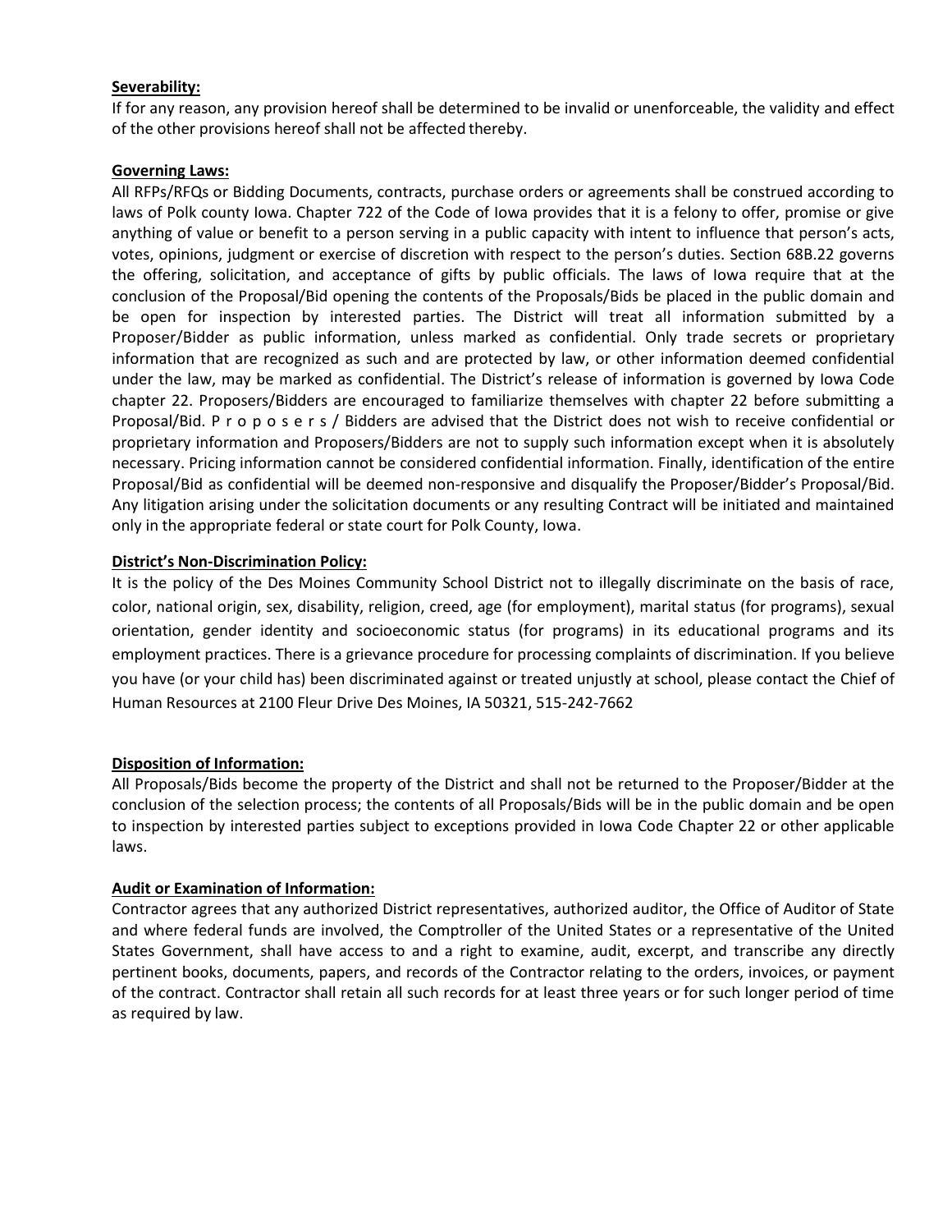**Severability:**
If for any reason, any provision hereof shall be determined to be invalid or unenforceable, the validity and effect of the other provisions hereof shall not be affected thereby.

**Governing Laws:**
All RFPs/RFQs or Bidding Documents, contracts, purchase orders or agreements shall be construed according to laws of Polk county Iowa. Chapter 722 of the Code of Iowa provides that it is a felony to offer, promise or give anything of value or benefit to a person serving in a public capacity with intent to influence that person's acts, votes, opinions, judgment or exercise of discretion with respect to the person's duties. Section 68B.22 governs the offering, solicitation, and acceptance of gifts by public officials. The laws of Iowa require that at the conclusion of the Proposal/Bid opening the contents of the Proposals/Bids be placed in the public domain and be open for inspection by interested parties. The District will treat all information submitted by a Proposer/Bidder as public information, unless marked as confidential. Only trade secrets or proprietary information that are recognized as such and are protected by law, or other information deemed confidential under the law, may be marked as confidential. The District's release of information is governed by Iowa Code chapter 22. Proposers/Bidders are encouraged to familiarize themselves with chapter 22 before submitting a Proposal/Bid. Proposers/ Bidders are advised that the District does not wish to receive confidential or proprietary information and Proposers/Bidders are not to supply such information except when it is absolutely necessary. Pricing information cannot be considered confidential information. Finally, identification of the entire Proposal/Bid as confidential will be deemed non-responsive and disqualify the Proposer/Bidder's Proposal/Bid. Any litigation arising under the solicitation documents or any resulting Contract will be initiated and maintained only in the appropriate federal or state court for Polk County, Iowa.

**District's Non-Discrimination Policy:**
It is the policy of the Des Moines Community School District not to illegally discriminate on the basis of race, color, national origin, sex, disability, religion, creed, age (for employment), marital status (for programs), sexual orientation, gender identity and socioeconomic status (for programs) in its educational programs and its employment practices. There is a grievance procedure for processing complaints of discrimination. If you believe you have (or your child has) been discriminated against or treated unjustly at school, please contact the Chief of Human Resources at 2100 Fleur Drive Des Moines, IA 50321, 515-242-7662

**Disposition of Information:**
All Proposals/Bids become the property of the District and shall not be returned to the Proposer/Bidder at the conclusion of the selection process; the contents of all Proposals/Bids will be in the public domain and be open to inspection by interested parties subject to exceptions provided in Iowa Code Chapter 22 or other applicable laws.

**Audit or Examination of Information:**
Contractor agrees that any authorized District representatives, authorized auditor, the Office of Auditor of State and where federal funds are involved, the Comptroller of the United States or a representative of the United States Government, shall have access to and a right to examine, audit, excerpt, and transcribe any directly pertinent books, documents, papers, and records of the Contractor relating to the orders, invoices, or payment of the contract. Contractor shall retain all such records for at least three years or for such longer period of time as required by law.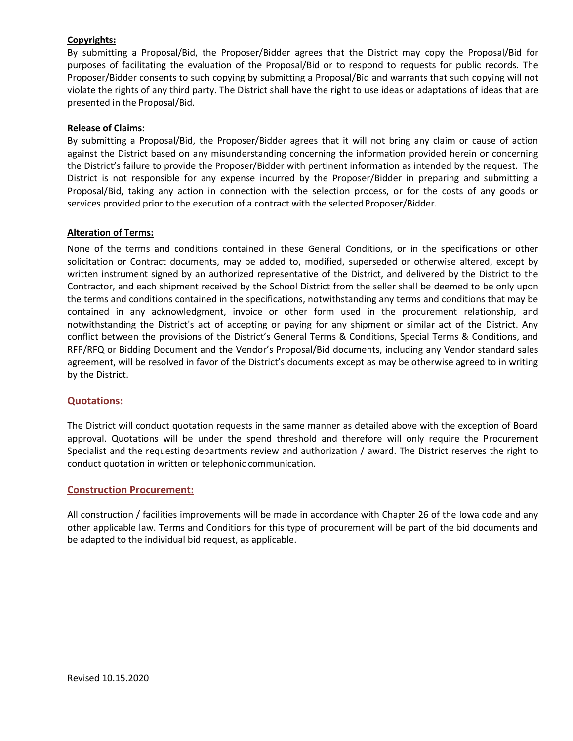**Copyrights:**

By submitting a Proposal/Bid, the Proposer/Bidder agrees that the District may copy the Proposal/Bid for purposes of facilitating the evaluation of the Proposal/Bid or to respond to requests for public records. The Proposer/Bidder consents to such copying by submitting a Proposal/Bid and warrants that such copying will not violate the rights of any third party. The District shall have the right to use ideas or adaptations of ideas that are presented in the Proposal/Bid.

**Release of Claims:**

By submitting a Proposal/Bid, the Proposer/Bidder agrees that it will not bring any claim or cause of action against the District based on any misunderstanding concerning the information provided herein or concerning the District's failure to provide the Proposer/Bidder with pertinent information as intended by the request. The District is not responsible for any expense incurred by the Proposer/Bidder in preparing and submitting a Proposal/Bid, taking any action in connection with the selection process, or for the costs of any goods or services provided prior to the execution of a contract with the selected Proposer/Bidder.

**Alteration of Terms:**

None of the terms and conditions contained in these General Conditions, or in the specifications or other solicitation or Contract documents, may be added to, modified, superseded or otherwise altered, except by written instrument signed by an authorized representative of the District, and delivered by the District to the Contractor, and each shipment received by the School District from the seller shall be deemed to be only upon the terms and conditions contained in the specifications, notwithstanding any terms and conditions that may be contained in any acknowledgment, invoice or other form used in the procurement relationship, and notwithstanding the District's act of accepting or paying for any shipment or similar act of the District. Any conflict between the provisions of the District's General Terms & Conditions, Special Terms & Conditions, and RFP/RFQ or Bidding Document and the Vendor's Proposal/Bid documents, including any Vendor standard sales agreement, will be resolved in favor of the District's documents except as may be otherwise agreed to in writing by the District.

## Quotations:

The District will conduct quotation requests in the same manner as detailed above with the exception of Board approval. Quotations will be under the spend threshold and therefore will only require the Procurement Specialist and the requesting departments review and authorization / award. The District reserves the right to conduct quotation in written or telephonic communication.

## Construction Procurement:

All construction / facilities improvements will be made in accordance with Chapter 26 of the Iowa code and any other applicable law. Terms and Conditions for this type of procurement will be part of the bid documents and be adapted to the individual bid request, as applicable.

Revised 10.15.2020